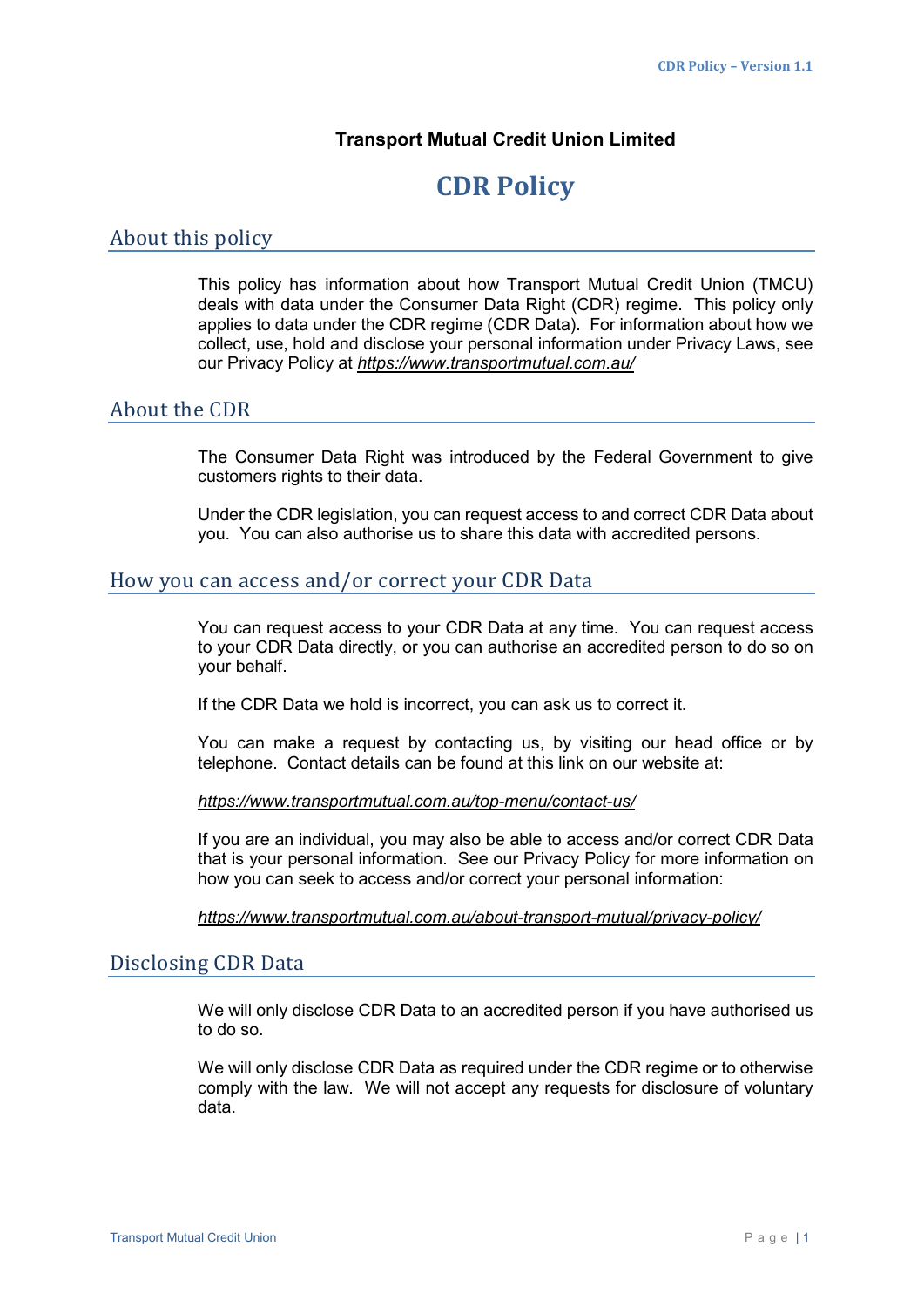**Transport Mutual Credit Union Limited**

# CDR Policy

## About this policy

This policy has information about how Transport Mutual Credit Union (TMCU) deals with data under the Consumer Data Right (CDR) regime. This policy only applies to data under the CDR regime (CDR Data). For information about how we collect, use, hold and disclose your personal information under Privacy Laws, see our Privacy Policy at *https://www.transportmutual.com.au/*

## About the CDR

The Consumer Data Right was introduced by the Federal Government to give customers rights to their data.

Under the CDR legislation, you can request access to and correct CDR Data about you. You can also authorise us to share this data with accredited persons.

## How you can access and/or correct your CDR Data

You can request access to your CDR Data at any time. You can request access to your CDR Data directly, or you can authorise an accredited person to do so on your behalf.

If the CDR Data we hold is incorrect, you can ask us to correct it.

You can make a request by contacting us, by visiting our head office or by telephone. Contact details can be found at this link on our website at:

*https://www.transportmutual.com.au/top-menu/contact-us/*

If you are an individual, you may also be able to access and/or correct CDR Data that is your personal information. See our Privacy Policy for more information on how you can seek to access and/or correct your personal information:

*https://www.transportmutual.com.au/about-transport-mutual/privacy-policy/*

## Disclosing CDR Data

We will only disclose CDR Data to an accredited person if you have authorised us to do so.

We will only disclose CDR Data as required under the CDR regime or to otherwise comply with the law. We will not accept any requests for disclosure of voluntary data.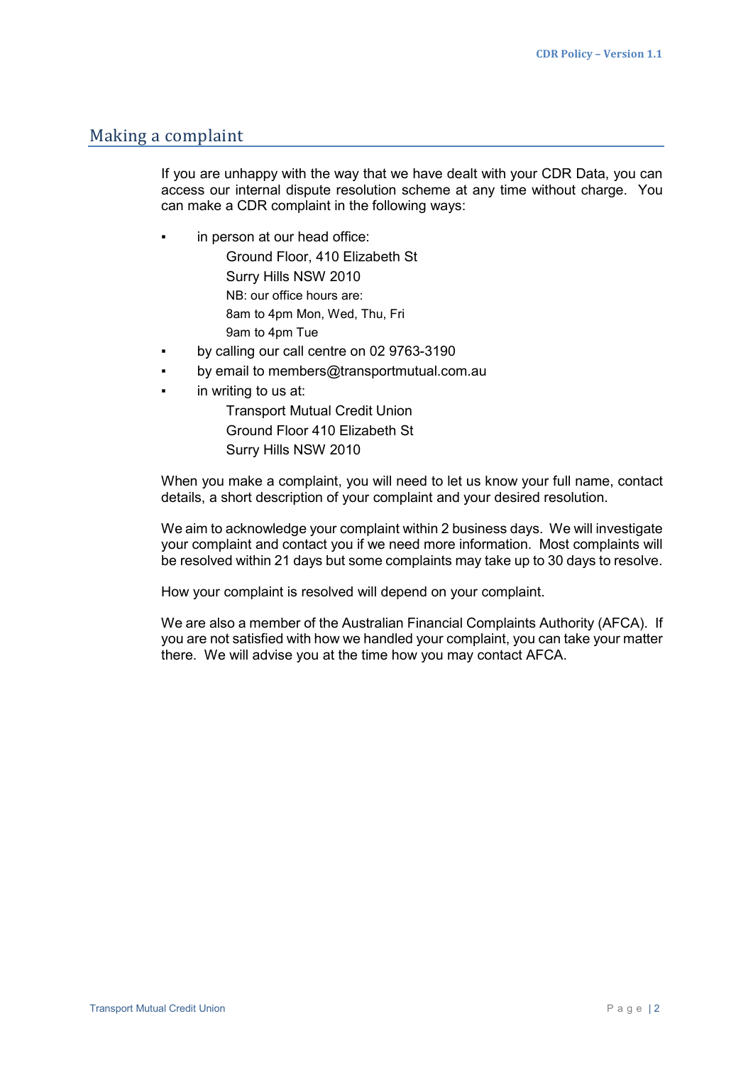## Making a complaint

If you are unhappy with the way that we have dealt with your CDR Data, you can access our internal dispute resolution scheme at any time without charge. You can make a CDR complaint in the following ways:

- in person at our head office:
  Ground Floor, 410 Elizabeth St
  Surry Hills NSW 2010
  NB: our office hours are:
  8am to 4pm Mon, Wed, Thu, Fri
  9am to 4pm Tue
- by calling our call centre on 02 9763-3190
- by email to members@transportmutual.com.au
- in writing to us at:
  Transport Mutual Credit Union
  Ground Floor 410 Elizabeth St
  Surry Hills NSW 2010

When you make a complaint, you will need to let us know your full name, contact details, a short description of your complaint and your desired resolution.

We aim to acknowledge your complaint within 2 business days. We will investigate your complaint and contact you if we need more information. Most complaints will be resolved within 21 days but some complaints may take up to 30 days to resolve.

How your complaint is resolved will depend on your complaint.

We are also a member of the Australian Financial Complaints Authority (AFCA). If you are not satisfied with how we handled your complaint, you can take your matter there. We will advise you at the time how you may contact AFCA.